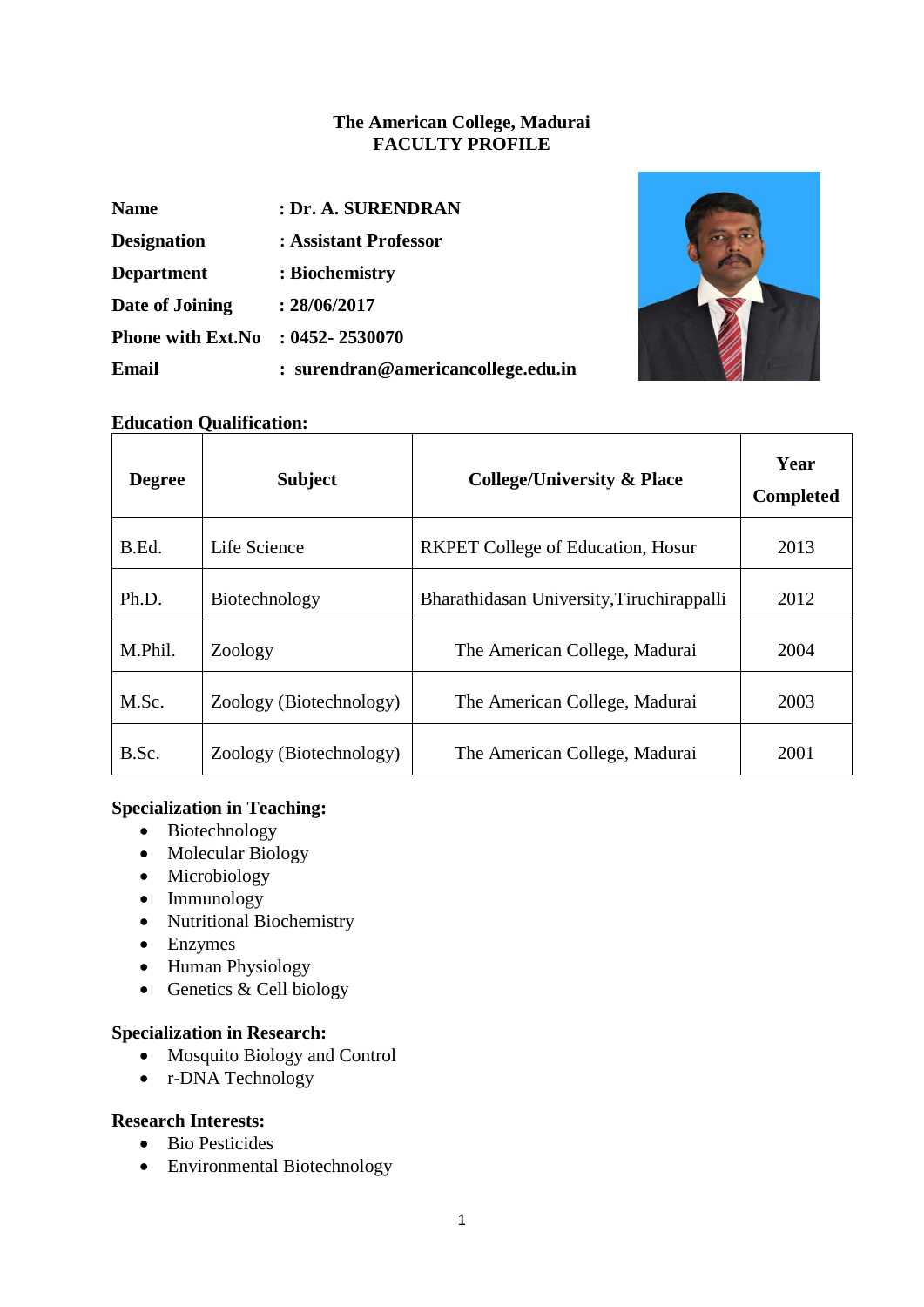**The American College, Madurai**
**FACULTY PROFILE**

**Name** : **Dr. A. SURENDRAN**
**Designation** : **Assistant Professor**
**Department** : **Biochemistry**
**Date of Joining** : **28/06/2017**
**Phone with Ext.No** : **0452- 2530070**
**Email** : **surendran@americancollege.edu.in**

**Education Qualification:**

| Degree | Subject | College/University & Place | Year Completed |
|---|---|---|---|
| B.Ed. | Life Science | RKPET College of Education, Hosur | 2013 |
| Ph.D. | Biotechnology | Bharathidasan University,Tiruchirappalli | 2012 |
| M.Phil. | Zoology | The American College, Madurai | 2004 |
| M.Sc. | Zoology (Biotechnology) | The American College, Madurai | 2003 |
| B.Sc. | Zoology (Biotechnology) | The American College, Madurai | 2001 |

**Specialization in Teaching:**

- Biotechnology
- Molecular Biology
- Microbiology
- Immunology
- Nutritional Biochemistry
- Enzymes
- Human Physiology
- Genetics & Cell biology

**Specialization in Research:**

- Mosquito Biology and Control
- r-DNA Technology

**Research Interests:**

- Bio Pesticides
- Environmental Biotechnology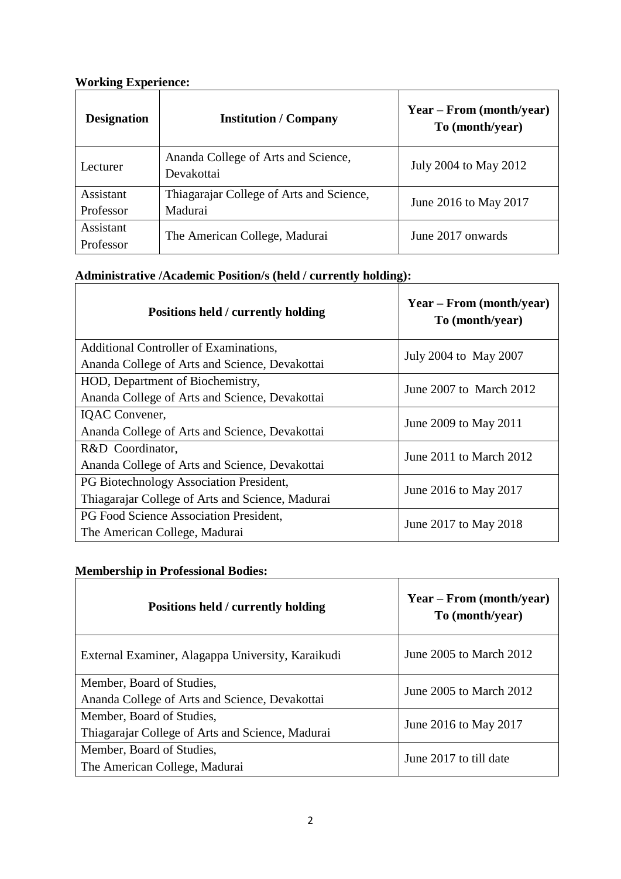**Working Experience:**

| Designation | Institution / Company | Year – From (month/year) To (month/year) |
|---|---|---|
| Lecturer | Ananda College of Arts and Science, Devakottai | July 2004 to May 2012 |
| Assistant Professor | Thiagarajar College of Arts and Science, Madurai | June 2016 to May 2017 |
| Assistant Professor | The American College, Madurai | June 2017 onwards |

**Administrative /Academic Position/s (held / currently holding):**

| Positions held / currently holding | Year – From (month/year) To (month/year) |
|---|---|
| Additional Controller of Examinations, Ananda College of Arts and Science, Devakottai | July 2004 to May 2007 |
| HOD, Department of Biochemistry, Ananda College of Arts and Science, Devakottai | June 2007 to March 2012 |
| IQAC Convener, Ananda College of Arts and Science, Devakottai | June 2009 to May 2011 |
| R&D Coordinator, Ananda College of Arts and Science, Devakottai | June 2011 to March 2012 |
| PG Biotechnology Association President, Thiagarajar College of Arts and Science, Madurai | June 2016 to May 2017 |
| PG Food Science Association President, The American College, Madurai | June 2017 to May 2018 |

**Membership in Professional Bodies:**

| Positions held / currently holding | Year – From (month/year) To (month/year) |
|---|---|
| External Examiner, Alagappa University, Karaikudi | June 2005 to March 2012 |
| Member, Board of Studies, Ananda College of Arts and Science, Devakottai | June 2005 to March 2012 |
| Member, Board of Studies, Thiagarajar College of Arts and Science, Madurai | June 2016 to May 2017 |
| Member, Board of Studies, The American College, Madurai | June 2017 to till date |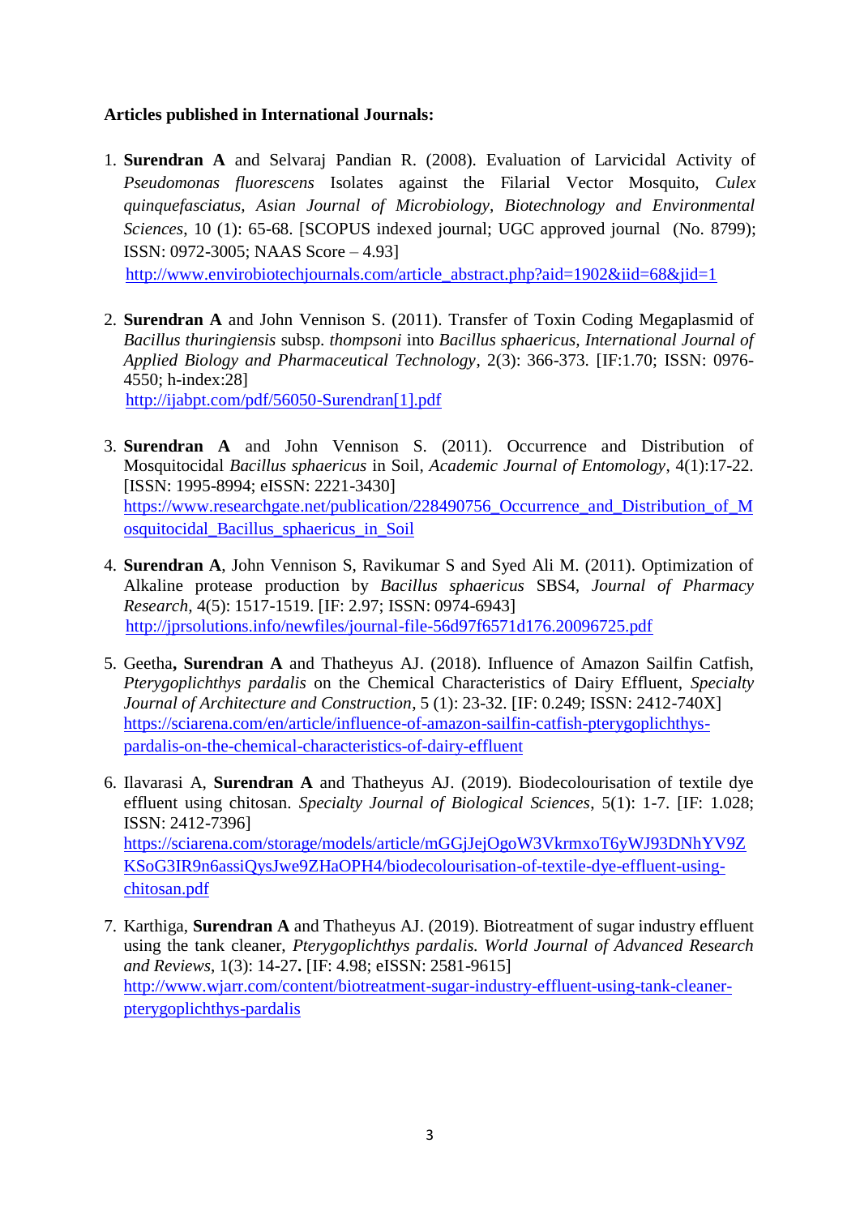**Articles published in International Journals:**

1. **Surendran A** and Selvaraj Pandian R. (2008). Evaluation of Larvicidal Activity of *Pseudomonas fluorescens* Isolates against the Filarial Vector Mosquito, *Culex quinquefasciatus*, *Asian Journal of Microbiology, Biotechnology and Environmental Sciences*, 10 (1): 65-68. [SCOPUS indexed journal; UGC approved journal (No. 8799); ISSN: 0972-3005; NAAS Score – 4.93]
   http://www.envirobiotechjournals.com/article_abstract.php?aid=1902&iid=68&jid=1

2. **Surendran A** and John Vennison S. (2011). Transfer of Toxin Coding Megaplasmid of *Bacillus thuringiensis* subsp. *thompsoni* into *Bacillus sphaericus*, *International Journal of Applied Biology and Pharmaceutical Technology*, 2(3): 366-373. [IF:1.70; ISSN: 0976-4550; h-index:28]
   http://ijabpt.com/pdf/56050-Surendran[1].pdf

3. **Surendran A** and John Vennison S. (2011). Occurrence and Distribution of Mosquitocidal *Bacillus sphaericus* in Soil, *Academic Journal of Entomology*, 4(1):17-22. [ISSN: 1995-8994; eISSN: 2221-3430]
   https://www.researchgate.net/publication/228490756_Occurrence_and_Distribution_of_Mosquitocidal_Bacillus_sphaericus_in_Soil

4. **Surendran A**, John Vennison S, Ravikumar S and Syed Ali M. (2011). Optimization of Alkaline protease production by *Bacillus sphaericus* SBS4, *Journal of Pharmacy Research*, 4(5): 1517-1519. [IF: 2.97; ISSN: 0974-6943]
   http://jprsolutions.info/newfiles/journal-file-56d97f6571d176.20096725.pdf

5. Geetha**, Surendran A** and Thatheyus AJ. (2018). Influence of Amazon Sailfin Catfish, *Pterygoplichthys pardalis* on the Chemical Characteristics of Dairy Effluent, *Specialty Journal of Architecture and Construction*, 5 (1): 23-32. [IF: 0.249; ISSN: 2412-740X]
   https://sciarena.com/en/article/influence-of-amazon-sailfin-catfish-pterygoplichthys-pardalis-on-the-chemical-characteristics-of-dairy-effluent

6. Ilavarasi A, **Surendran A** and Thatheyus AJ. (2019). Biodecolourisation of textile dye effluent using chitosan. *Specialty Journal of Biological Sciences*, 5(1): 1-7. [IF: 1.028; ISSN: 2412-7396]
   https://sciarena.com/storage/models/article/mGGjJejOgoW3VkrmxoT6yWJ93DNhYV9ZKSoG3IR9n6assiQysJwe9ZHaOPH4/biodecolourisation-of-textile-dye-effluent-using-chitosan.pdf

7. Karthiga, **Surendran A** and Thatheyus AJ. (2019). Biotreatment of sugar industry effluent using the tank cleaner, *Pterygoplichthys pardalis. World Journal of Advanced Research and Reviews*, 1(3): 14-27**.** [IF: 4.98; eISSN: 2581-9615]
   http://www.wjarr.com/content/biotreatment-sugar-industry-effluent-using-tank-cleaner-pterygoplichthys-pardalis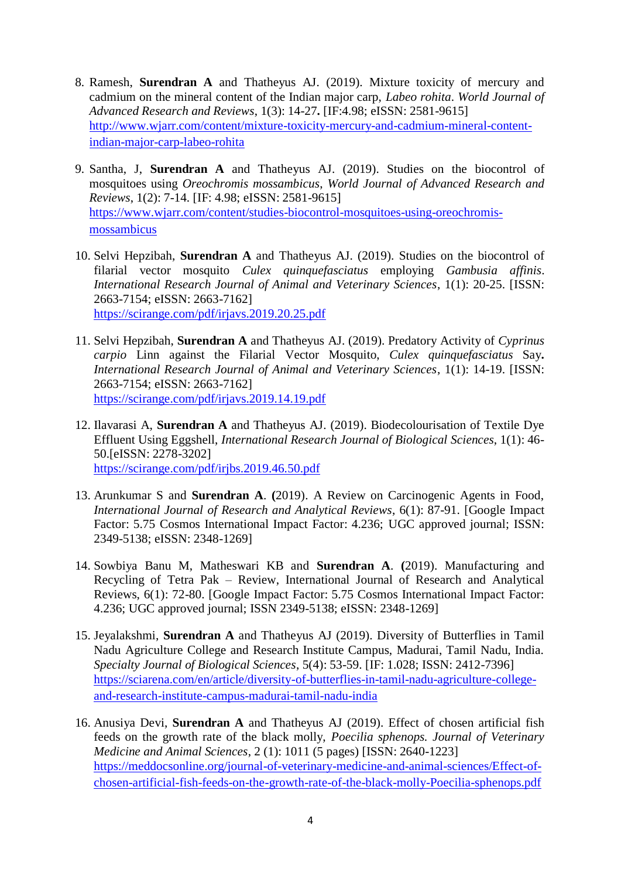8. Ramesh, **Surendran A** and Thatheyus AJ. (2019). Mixture toxicity of mercury and cadmium on the mineral content of the Indian major carp, *Labeo rohita*. *World Journal of Advanced Research and Reviews*, 1(3): 14-27**.** [IF:4.98; eISSN: 2581-9615] http://www.wjarr.com/content/mixture-toxicity-mercury-and-cadmium-mineral-content-indian-major-carp-labeo-rohita

9. Santha, J, **Surendran A** and Thatheyus AJ. (2019). Studies on the biocontrol of mosquitoes using *Oreochromis mossambicus*, *World Journal of Advanced Research and Reviews*, 1(2): 7-14. [IF: 4.98; eISSN: 2581-9615] https://www.wjarr.com/content/studies-biocontrol-mosquitoes-using-oreochromis-mossambicus

10. Selvi Hepzibah, **Surendran A** and Thatheyus AJ. (2019). Studies on the biocontrol of filarial vector mosquito *Culex quinquefasciatus* employing *Gambusia affinis*. *International Research Journal of Animal and Veterinary Sciences*, 1(1): 20-25. [ISSN: 2663-7154; eISSN: 2663-7162] https://scirange.com/pdf/irjavs.2019.20.25.pdf

11. Selvi Hepzibah, **Surendran A** and Thatheyus AJ. (2019). Predatory Activity of *Cyprinus carpio* Linn against the Filarial Vector Mosquito, *Culex quinquefasciatus* Say**.** *International Research Journal of Animal and Veterinary Sciences*, 1(1): 14-19. [ISSN: 2663-7154; eISSN: 2663-7162] https://scirange.com/pdf/irjavs.2019.14.19.pdf

12. Ilavarasi A, **Surendran A** and Thatheyus AJ. (2019). Biodecolourisation of Textile Dye Effluent Using Eggshell, *International Research Journal of Biological Sciences*, 1(1): 46-50.[eISSN: 2278-3202] https://scirange.com/pdf/irjbs.2019.46.50.pdf

13. Arunkumar S and **Surendran A**. **(**2019). A Review on Carcinogenic Agents in Food, *International Journal of Research and Analytical Reviews*, 6(1): 87-91. [Google Impact Factor: 5.75 Cosmos International Impact Factor: 4.236; UGC approved journal; ISSN: 2349-5138; eISSN: 2348-1269]

14. Sowbiya Banu M, Matheswari KB and **Surendran A**. **(**2019). Manufacturing and Recycling of Tetra Pak – Review, International Journal of Research and Analytical Reviews, 6(1): 72-80. [Google Impact Factor: 5.75 Cosmos International Impact Factor: 4.236; UGC approved journal; ISSN 2349-5138; eISSN: 2348-1269]

15. Jeyalakshmi, **Surendran A** and Thatheyus AJ (2019). Diversity of Butterflies in Tamil Nadu Agriculture College and Research Institute Campus, Madurai, Tamil Nadu, India. *Specialty Journal of Biological Sciences*, 5(4): 53-59. [IF: 1.028; ISSN: 2412-7396] https://sciarena.com/en/article/diversity-of-butterflies-in-tamil-nadu-agriculture-college-and-research-institute-campus-madurai-tamil-nadu-india

16. Anusiya Devi, **Surendran A** and Thatheyus AJ (2019). Effect of chosen artificial fish feeds on the growth rate of the black molly, *Poecilia sphenops. Journal of Veterinary Medicine and Animal Sciences*, 2 (1): 1011 (5 pages) [ISSN: 2640-1223] https://meddocsonline.org/journal-of-veterinary-medicine-and-animal-sciences/Effect-of-chosen-artificial-fish-feeds-on-the-growth-rate-of-the-black-molly-Poecilia-sphenops.pdf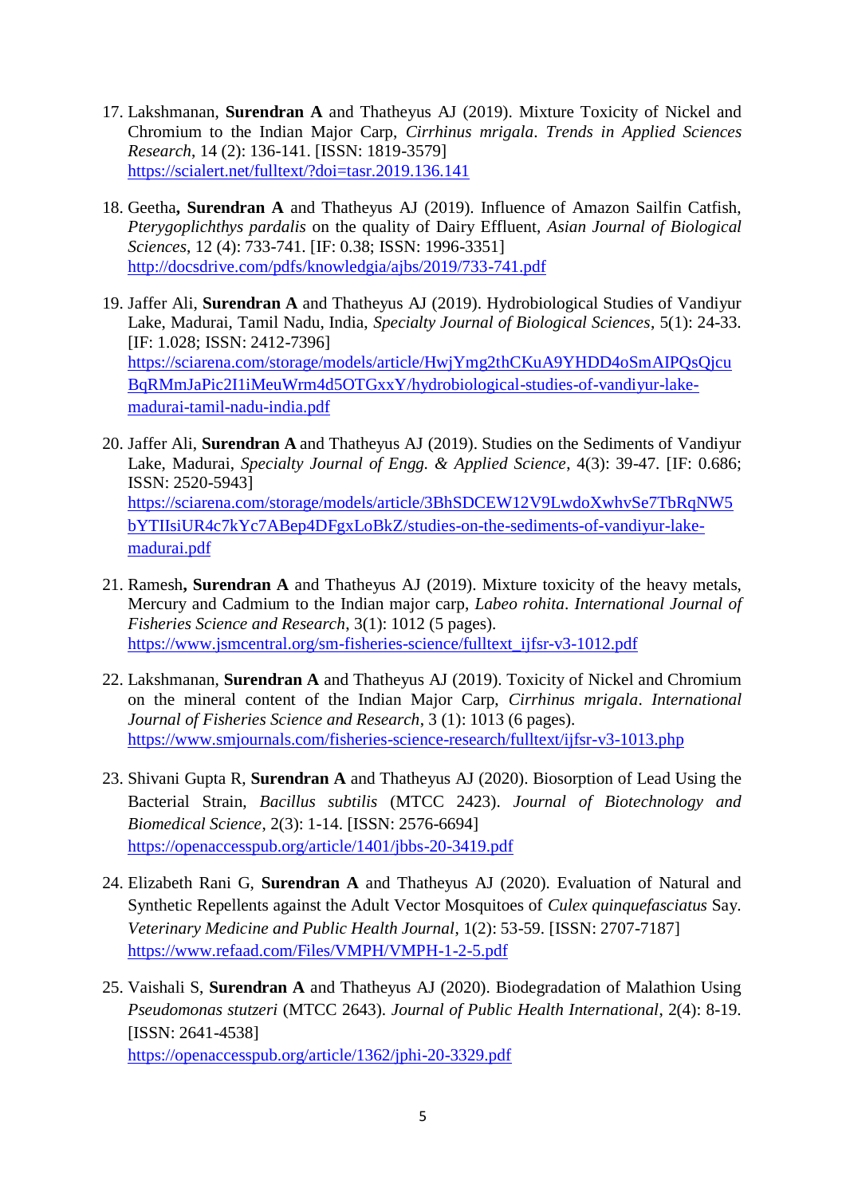17. Lakshmanan, **Surendran A** and Thatheyus AJ (2019). Mixture Toxicity of Nickel and Chromium to the Indian Major Carp, *Cirrhinus mrigala*. *Trends in Applied Sciences Research*, 14 (2): 136-141. [ISSN: 1819-3579] https://scialert.net/fulltext/?doi=tasr.2019.136.141

18. Geetha**, Surendran A** and Thatheyus AJ (2019). Influence of Amazon Sailfin Catfish, *Pterygoplichthys pardalis* on the quality of Dairy Effluent, *Asian Journal of Biological Sciences*, 12 (4): 733-741. [IF: 0.38; ISSN: 1996-3351] http://docsdrive.com/pdfs/knowledgia/ajbs/2019/733-741.pdf

19. Jaffer Ali, **Surendran A** and Thatheyus AJ (2019). Hydrobiological Studies of Vandiyur Lake, Madurai, Tamil Nadu, India, *Specialty Journal of Biological Sciences*, 5(1): 24-33. [IF: 1.028; ISSN: 2412-7396] https://sciarena.com/storage/models/article/HwjYmg2thCKuA9YHDD4oSmAIPQsQjcuBqRMmJaPic2I1iMeuWrm4d5OTGxxY/hydrobiological-studies-of-vandiyur-lake-madurai-tamil-nadu-india.pdf

20. Jaffer Ali, **Surendran A** and Thatheyus AJ (2019). Studies on the Sediments of Vandiyur Lake, Madurai, *Specialty Journal of Engg. & Applied Science*, 4(3): 39-47. [IF: 0.686; ISSN: 2520-5943] https://sciarena.com/storage/models/article/3BhSDCEW12V9LwdoXwhvSe7TbRqNW5bYTIIsiUR4c7kYc7ABep4DFgxLoBkZ/studies-on-the-sediments-of-vandiyur-lake-madurai.pdf

21. Ramesh**, Surendran A** and Thatheyus AJ (2019). Mixture toxicity of the heavy metals, Mercury and Cadmium to the Indian major carp, *Labeo rohita*. *International Journal of Fisheries Science and Research*, 3(1): 1012 (5 pages). https://www.jsmcentral.org/sm-fisheries-science/fulltext_ijfsr-v3-1012.pdf

22. Lakshmanan, **Surendran A** and Thatheyus AJ (2019). Toxicity of Nickel and Chromium on the mineral content of the Indian Major Carp, *Cirrhinus mrigala*. *International Journal of Fisheries Science and Research*, 3 (1): 1013 (6 pages). https://www.smjournals.com/fisheries-science-research/fulltext/ijfsr-v3-1013.php

23. Shivani Gupta R, **Surendran A** and Thatheyus AJ (2020). Biosorption of Lead Using the Bacterial Strain, *Bacillus subtilis* (MTCC 2423). *Journal of Biotechnology and Biomedical Science*, 2(3): 1-14. [ISSN: 2576-6694] https://openaccesspub.org/article/1401/jbbs-20-3419.pdf

24. Elizabeth Rani G, **Surendran A** and Thatheyus AJ (2020). Evaluation of Natural and Synthetic Repellents against the Adult Vector Mosquitoes of *Culex quinquefasciatus* Say. *Veterinary Medicine and Public Health Journal*, 1(2): 53-59. [ISSN: 2707-7187] https://www.refaad.com/Files/VMPH/VMPH-1-2-5.pdf

25. Vaishali S, **Surendran A** and Thatheyus AJ (2020). Biodegradation of Malathion Using *Pseudomonas stutzeri* (MTCC 2643). *Journal of Public Health International*, 2(4): 8-19. [ISSN: 2641-4538] https://openaccesspub.org/article/1362/jphi-20-3329.pdf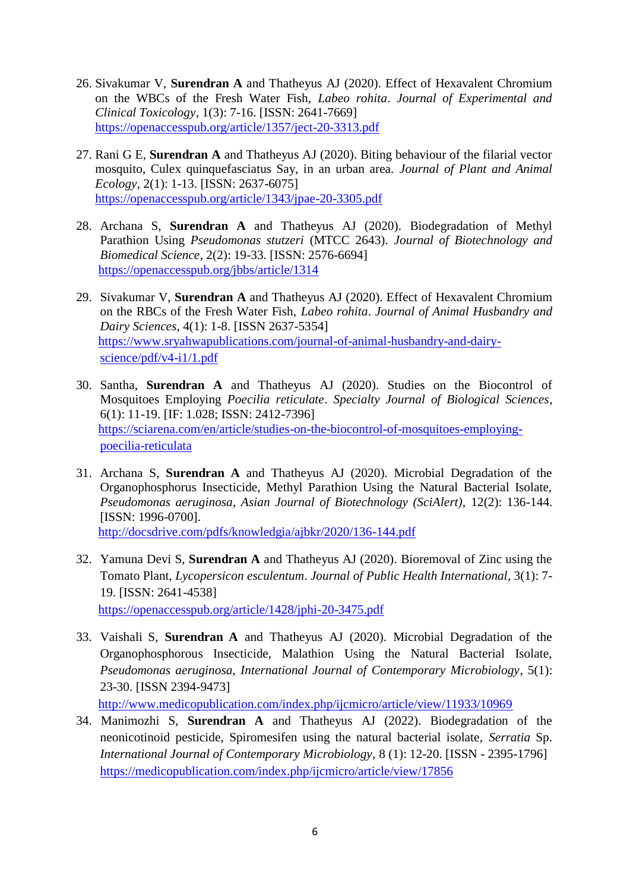26. Sivakumar V, **Surendran A** and Thatheyus AJ (2020). Effect of Hexavalent Chromium on the WBCs of the Fresh Water Fish, *Labeo rohita*. *Journal of Experimental and Clinical Toxicology*, 1(3): 7-16. [ISSN: 2641-7669] https://openaccesspub.org/article/1357/ject-20-3313.pdf

27. Rani G E, **Surendran A** and Thatheyus AJ (2020). Biting behaviour of the filarial vector mosquito, Culex quinquefasciatus Say, in an urban area. *Journal of Plant and Animal Ecology*, 2(1): 1-13. [ISSN: 2637-6075] https://openaccesspub.org/article/1343/jpae-20-3305.pdf

28. Archana S, **Surendran A** and Thatheyus AJ (2020). Biodegradation of Methyl Parathion Using *Pseudomonas stutzeri* (MTCC 2643). *Journal of Biotechnology and Biomedical Science*, 2(2): 19-33. [ISSN: 2576-6694] https://openaccesspub.org/jbbs/article/1314

29. Sivakumar V, **Surendran A** and Thatheyus AJ (2020). Effect of Hexavalent Chromium on the RBCs of the Fresh Water Fish, *Labeo rohita*. *Journal of Animal Husbandry and Dairy Sciences*, 4(1): 1-8. [ISSN 2637-5354] https://www.sryahwapublications.com/journal-of-animal-husbandry-and-dairy-science/pdf/v4-i1/1.pdf

30. Santha, **Surendran A** and Thatheyus AJ (2020). Studies on the Biocontrol of Mosquitoes Employing *Poecilia reticulate*. *Specialty Journal of Biological Sciences*, 6(1): 11-19. [IF: 1.028; ISSN: 2412-7396] https://sciarena.com/en/article/studies-on-the-biocontrol-of-mosquitoes-employing-poecilia-reticulata

31. Archana S, **Surendran A** and Thatheyus AJ (2020). Microbial Degradation of the Organophosphorus Insecticide, Methyl Parathion Using the Natural Bacterial Isolate, *Pseudomonas aeruginosa*, *Asian Journal of Biotechnology (SciAlert)*, 12(2): 136-144. [ISSN: 1996-0700]. http://docsdrive.com/pdfs/knowledgia/ajbkr/2020/136-144.pdf

32. Yamuna Devi S, **Surendran A** and Thatheyus AJ (2020). Bioremoval of Zinc using the Tomato Plant, *Lycopersicon esculentum*. *Journal of Public Health International*, 3(1): 7-19. [ISSN: 2641-4538] https://openaccesspub.org/article/1428/jphi-20-3475.pdf

33. Vaishali S, **Surendran A** and Thatheyus AJ (2020). Microbial Degradation of the Organophosphorous Insecticide, Malathion Using the Natural Bacterial Isolate, *Pseudomonas aeruginosa*, *International Journal of Contemporary Microbiology*, 5(1): 23-30. [ISSN 2394-9473] http://www.medicopublication.com/index.php/ijcmicro/article/view/11933/10969

34. Manimozhi S, **Surendran A** and Thatheyus AJ (2022). Biodegradation of the neonicotinoid pesticide, Spiromesifen using the natural bacterial isolate, *Serratia* Sp. *International Journal of Contemporary Microbiology*, 8 (1): 12-20. [ISSN - 2395-1796] https://medicopublication.com/index.php/ijcmicro/article/view/17856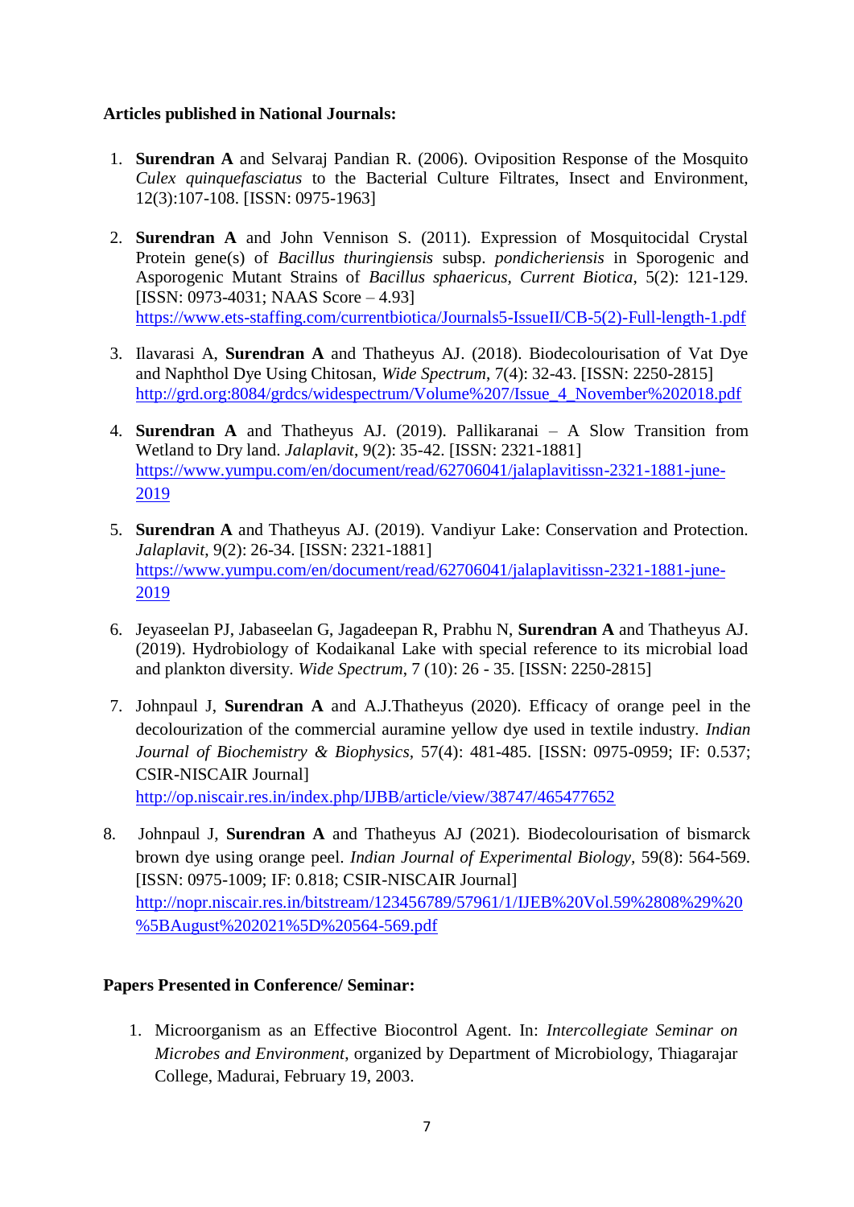**Articles published in National Journals:**

1. **Surendran A** and Selvaraj Pandian R. (2006). Oviposition Response of the Mosquito *Culex quinquefasciatus* to the Bacterial Culture Filtrates, Insect and Environment, 12(3):107-108. [ISSN: 0975-1963]

2. **Surendran A** and John Vennison S. (2011). Expression of Mosquitocidal Crystal Protein gene(s) of *Bacillus thuringiensis* subsp. *pondicheriensis* in Sporogenic and Asporogenic Mutant Strains of *Bacillus sphaericus*, *Current Biotica*, 5(2): 121-129. [ISSN: 0973-4031; NAAS Score – 4.93] https://www.ets-staffing.com/currentbiotica/Journals5-IssueII/CB-5(2)-Full-length-1.pdf

3. Ilavarasi A, **Surendran A** and Thatheyus AJ. (2018). Biodecolourisation of Vat Dye and Naphthol Dye Using Chitosan, *Wide Spectrum*, 7(4): 32-43. [ISSN: 2250-2815] http://grd.org:8084/grdcs/widespectrum/Volume%207/Issue_4_November%202018.pdf

4. **Surendran A** and Thatheyus AJ. (2019). Pallikaranai – A Slow Transition from Wetland to Dry land. *Jalaplavit*, 9(2): 35-42. [ISSN: 2321-1881] https://www.yumpu.com/en/document/read/62706041/jalaplavitissn-2321-1881-june-2019

5. **Surendran A** and Thatheyus AJ. (2019). Vandiyur Lake: Conservation and Protection. *Jalaplavit*, 9(2): 26-34. [ISSN: 2321-1881] https://www.yumpu.com/en/document/read/62706041/jalaplavitissn-2321-1881-june-2019

6. Jeyaseelan PJ, Jabaseelan G, Jagadeepan R, Prabhu N, **Surendran A** and Thatheyus AJ. (2019). Hydrobiology of Kodaikanal Lake with special reference to its microbial load and plankton diversity. *Wide Spectrum*, 7 (10): 26 - 35. [ISSN: 2250-2815]

7. Johnpaul J, **Surendran A** and A.J.Thatheyus (2020). Efficacy of orange peel in the decolourization of the commercial auramine yellow dye used in textile industry. *Indian Journal of Biochemistry & Biophysics*, 57(4): 481-485. [ISSN: 0975-0959; IF: 0.537; CSIR-NISCAIR Journal] http://op.niscair.res.in/index.php/IJBB/article/view/38747/465477652

8. Johnpaul J, **Surendran A** and Thatheyus AJ (2021). Biodecolourisation of bismarck brown dye using orange peel. *Indian Journal of Experimental Biology*, 59(8): 564-569. [ISSN: 0975-1009; IF: 0.818; CSIR-NISCAIR Journal] http://nopr.niscair.res.in/bitstream/123456789/57961/1/IJEB%20Vol.59%2808%29%20%5BAugust%202021%5D%20564-569.pdf

**Papers Presented in Conference/ Seminar:**

1. Microorganism as an Effective Biocontrol Agent. In: *Intercollegiate Seminar on Microbes and Environment*, organized by Department of Microbiology, Thiagarajar College, Madurai, February 19, 2003.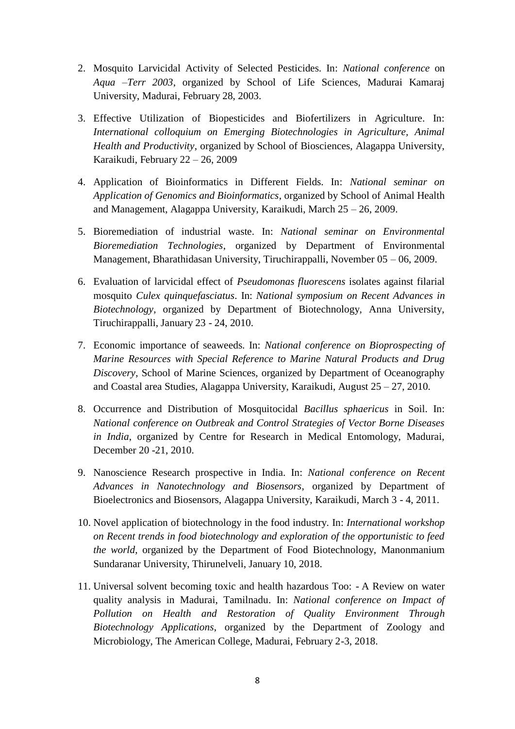2. Mosquito Larvicidal Activity of Selected Pesticides. In: *National conference* on *Aqua –Terr 2003*, organized by School of Life Sciences, Madurai Kamaraj University, Madurai, February 28, 2003.
3. Effective Utilization of Biopesticides and Biofertilizers in Agriculture. In: *International colloquium on Emerging Biotechnologies in Agriculture, Animal Health and Productivity*, organized by School of Biosciences, Alagappa University, Karaikudi, February 22 – 26, 2009
4. Application of Bioinformatics in Different Fields. In: *National seminar on Application of Genomics and Bioinformatics*, organized by School of Animal Health and Management, Alagappa University, Karaikudi, March 25 – 26, 2009.
5. Bioremediation of industrial waste. In: *National seminar on Environmental Bioremediation Technologies*, organized by Department of Environmental Management, Bharathidasan University, Tiruchirappalli, November 05 – 06, 2009.
6. Evaluation of larvicidal effect of *Pseudomonas fluorescens* isolates against filarial mosquito *Culex quinquefasciatus*. In: *National symposium on Recent Advances in Biotechnology*, organized by Department of Biotechnology, Anna University, Tiruchirappalli, January 23 - 24, 2010.
7. Economic importance of seaweeds. In: *National conference on Bioprospecting of Marine Resources with Special Reference to Marine Natural Products and Drug Discovery*, School of Marine Sciences, organized by Department of Oceanography and Coastal area Studies, Alagappa University, Karaikudi, August 25 – 27, 2010.
8. Occurrence and Distribution of Mosquitocidal *Bacillus sphaericus* in Soil. In: *National conference on Outbreak and Control Strategies of Vector Borne Diseases in India*, organized by Centre for Research in Medical Entomology, Madurai, December 20 -21, 2010.
9. Nanoscience Research prospective in India. In: *National conference on Recent Advances in Nanotechnology and Biosensors*, organized by Department of Bioelectronics and Biosensors, Alagappa University, Karaikudi, March 3 - 4, 2011.
10. Novel application of biotechnology in the food industry. In: *International workshop on Recent trends in food biotechnology and exploration of the opportunistic to feed the world*, organized by the Department of Food Biotechnology, Manonmanium Sundaranar University, Thirunelveli, January 10, 2018.
11. Universal solvent becoming toxic and health hazardous Too: - A Review on water quality analysis in Madurai, Tamilnadu. In: *National conference on Impact of Pollution on Health and Restoration of Quality Environment Through Biotechnology Applications*, organized by the Department of Zoology and Microbiology, The American College, Madurai, February 2-3, 2018.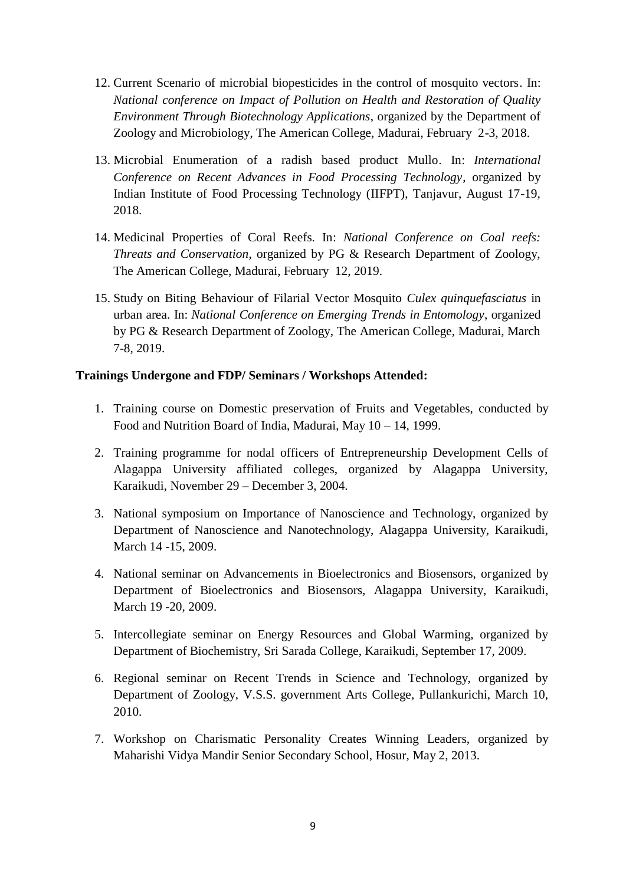12. Current Scenario of microbial biopesticides in the control of mosquito vectors. In: *National conference on Impact of Pollution on Health and Restoration of Quality Environment Through Biotechnology Applications*, organized by the Department of Zoology and Microbiology, The American College, Madurai, February 2-3, 2018.

13. Microbial Enumeration of a radish based product Mullo. In: *International Conference on Recent Advances in Food Processing Technology*, organized by Indian Institute of Food Processing Technology (IIFPT), Tanjavur, August 17-19, 2018.

14. Medicinal Properties of Coral Reefs. In: *National Conference on Coal reefs: Threats and Conservation*, organized by PG & Research Department of Zoology, The American College, Madurai, February 12, 2019.

15. Study on Biting Behaviour of Filarial Vector Mosquito *Culex quinquefasciatus* in urban area. In: *National Conference on Emerging Trends in Entomology*, organized by PG & Research Department of Zoology, The American College, Madurai, March 7-8, 2019.

**Trainings Undergone and FDP/ Seminars / Workshops Attended:**

1. Training course on Domestic preservation of Fruits and Vegetables, conducted by Food and Nutrition Board of India, Madurai, May 10 – 14, 1999.

2. Training programme for nodal officers of Entrepreneurship Development Cells of Alagappa University affiliated colleges, organized by Alagappa University, Karaikudi, November 29 – December 3, 2004.

3. National symposium on Importance of Nanoscience and Technology, organized by Department of Nanoscience and Nanotechnology, Alagappa University, Karaikudi, March 14 -15, 2009.

4. National seminar on Advancements in Bioelectronics and Biosensors, organized by Department of Bioelectronics and Biosensors, Alagappa University, Karaikudi, March 19 -20, 2009.

5. Intercollegiate seminar on Energy Resources and Global Warming, organized by Department of Biochemistry, Sri Sarada College, Karaikudi, September 17, 2009.

6. Regional seminar on Recent Trends in Science and Technology, organized by Department of Zoology, V.S.S. government Arts College, Pullankurichi, March 10, 2010.

7. Workshop on Charismatic Personality Creates Winning Leaders, organized by Maharishi Vidya Mandir Senior Secondary School, Hosur, May 2, 2013.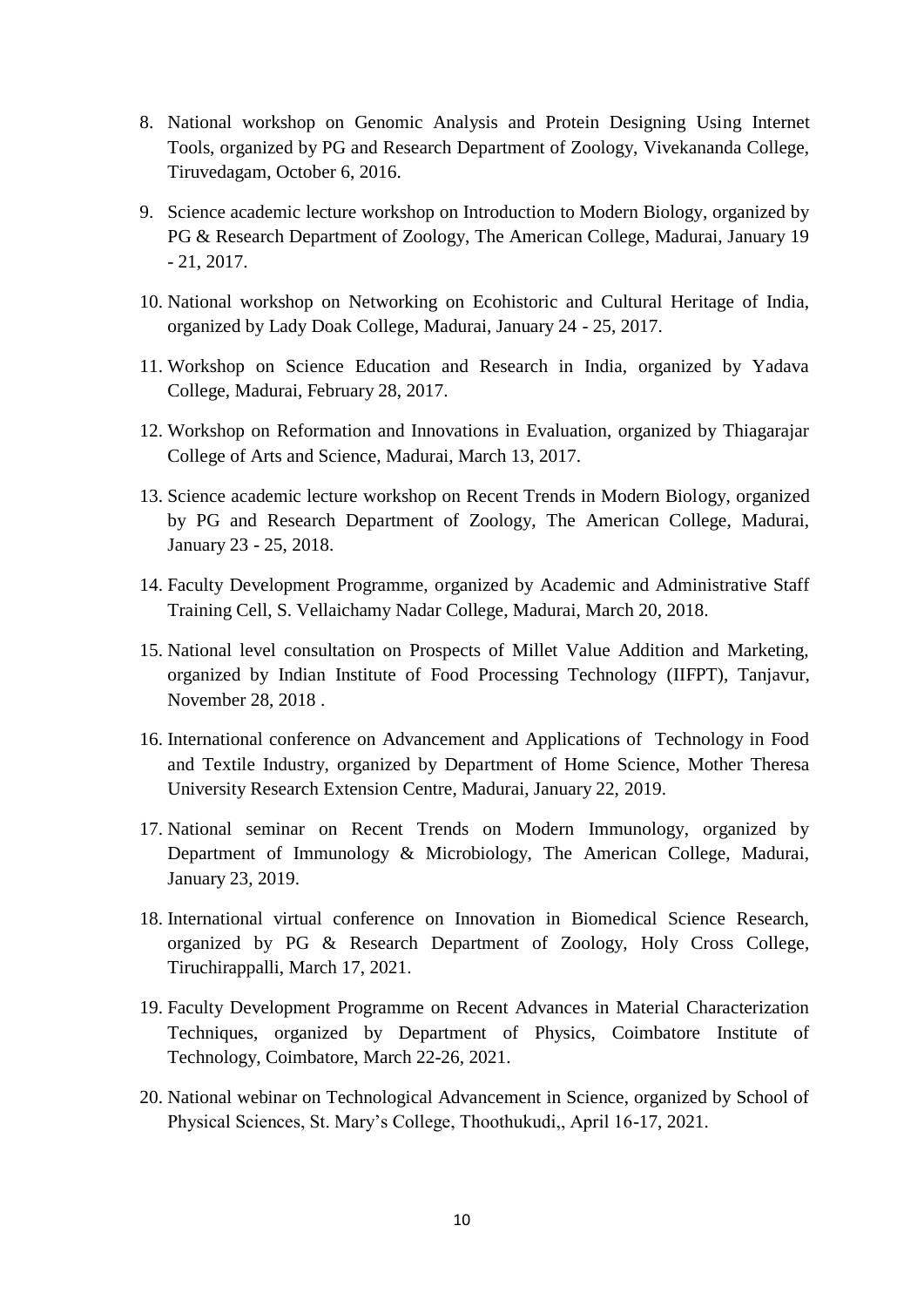8. National workshop on Genomic Analysis and Protein Designing Using Internet Tools, organized by PG and Research Department of Zoology, Vivekananda College, Tiruvedagam, October 6, 2016.

9. Science academic lecture workshop on Introduction to Modern Biology, organized by PG & Research Department of Zoology, The American College, Madurai, January 19 - 21, 2017.

10. National workshop on Networking on Ecohistoric and Cultural Heritage of India, organized by Lady Doak College, Madurai, January 24 - 25, 2017.

11. Workshop on Science Education and Research in India, organized by Yadava College, Madurai, February 28, 2017.

12. Workshop on Reformation and Innovations in Evaluation, organized by Thiagarajar College of Arts and Science, Madurai, March 13, 2017.

13. Science academic lecture workshop on Recent Trends in Modern Biology, organized by PG and Research Department of Zoology, The American College, Madurai, January 23 - 25, 2018.

14. Faculty Development Programme, organized by Academic and Administrative Staff Training Cell, S. Vellaichamy Nadar College, Madurai, March 20, 2018.

15. National level consultation on Prospects of Millet Value Addition and Marketing, organized by Indian Institute of Food Processing Technology (IIFPT), Tanjavur, November 28, 2018 .

16. International conference on Advancement and Applications of Technology in Food and Textile Industry, organized by Department of Home Science, Mother Theresa University Research Extension Centre, Madurai, January 22, 2019.

17. National seminar on Recent Trends on Modern Immunology, organized by Department of Immunology & Microbiology, The American College, Madurai, January 23, 2019.

18. International virtual conference on Innovation in Biomedical Science Research, organized by PG & Research Department of Zoology, Holy Cross College, Tiruchirappalli, March 17, 2021.

19. Faculty Development Programme on Recent Advances in Material Characterization Techniques, organized by Department of Physics, Coimbatore Institute of Technology, Coimbatore, March 22-26, 2021.

20. National webinar on Technological Advancement in Science, organized by School of Physical Sciences, St. Mary's College, Thoothukudi,, April 16-17, 2021.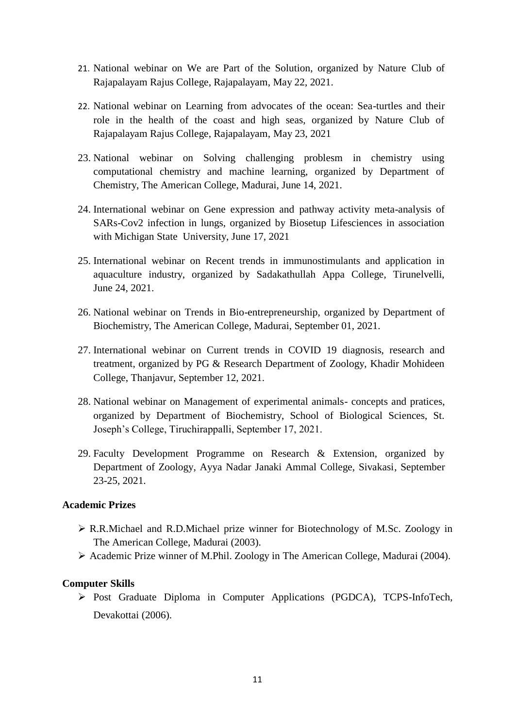21. National webinar on We are Part of the Solution, organized by Nature Club of Rajapalayam Rajus College, Rajapalayam, May 22, 2021.
22. National webinar on Learning from advocates of the ocean: Sea-turtles and their role in the health of the coast and high seas, organized by Nature Club of Rajapalayam Rajus College, Rajapalayam, May 23, 2021
23. National webinar on Solving challenging problesm in chemistry using computational chemistry and machine learning, organized by Department of Chemistry, The American College, Madurai, June 14, 2021.
24. International webinar on Gene expression and pathway activity meta-analysis of SARs-Cov2 infection in lungs, organized by Biosetup Lifesciences in association with Michigan State University, June 17, 2021
25. International webinar on Recent trends in immunostimulants and application in aquaculture industry, organized by Sadakathullah Appa College, Tirunelvelli, June 24, 2021.
26. National webinar on Trends in Bio-entrepreneurship, organized by Department of Biochemistry, The American College, Madurai, September 01, 2021.
27. International webinar on Current trends in COVID 19 diagnosis, research and treatment, organized by PG & Research Department of Zoology, Khadir Mohideen College, Thanjavur, September 12, 2021.
28. National webinar on Management of experimental animals- concepts and pratices, organized by Department of Biochemistry, School of Biological Sciences, St. Joseph's College, Tiruchirappalli, September 17, 2021.
29. Faculty Development Programme on Research & Extension, organized by Department of Zoology, Ayya Nadar Janaki Ammal College, Sivakasi, September 23-25, 2021.

**Academic Prizes**

- R.R.Michael and R.D.Michael prize winner for Biotechnology of M.Sc. Zoology in The American College, Madurai (2003).
- Academic Prize winner of M.Phil. Zoology in The American College, Madurai (2004).

**Computer Skills**

- Post Graduate Diploma in Computer Applications (PGDCA), TCPS-InfoTech, Devakottai (2006).